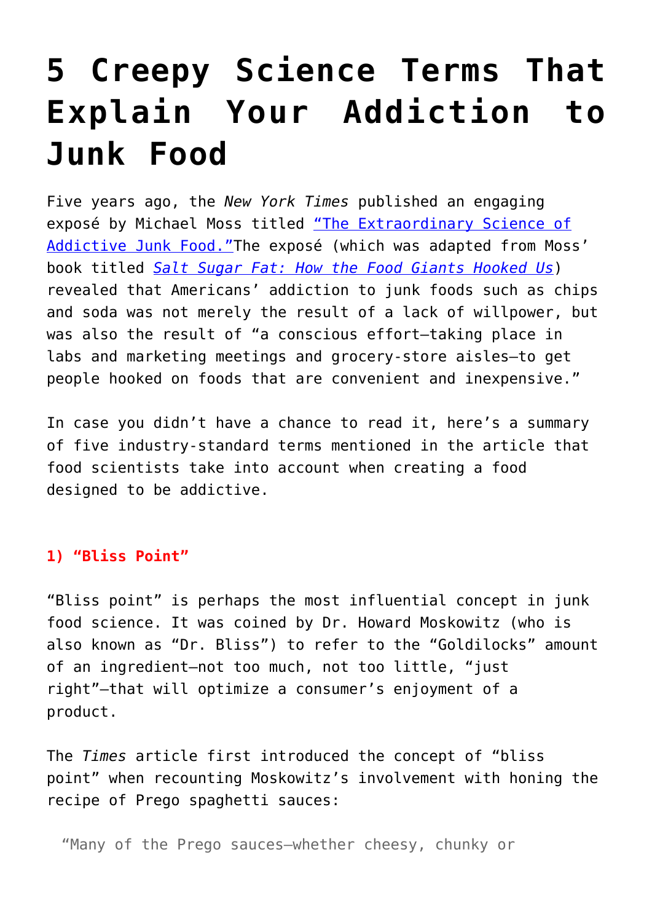# 5 Creepy Science Terms That Explain Your Addiction to Junk Food

Five years ago, the *New York Times* published an engaging exposé by Michael Moss titled [“The Extraordinary Science of Addictive Junk Food.”]()The exposé (which was adapted from Moss’ book titled [*Salt Sugar Fat: How the Food Giants Hooked Us*]()) revealed that Americans’ addiction to junk foods such as chips and soda was not merely the result of a lack of willpower, but was also the result of “a conscious effort—taking place in labs and marketing meetings and grocery-store aisles—to get people hooked on foods that are convenient and inexpensive.”

In case you didn’t have a chance to read it, here’s a summary of five industry-standard terms mentioned in the article that food scientists take into account when creating a food designed to be addictive.

**1) “Bliss Point”**

“Bliss point” is perhaps the most influential concept in junk food science. It was coined by Dr. Howard Moskowitz (who is also known as “Dr. Bliss”) to refer to the “Goldilocks” amount of an ingredient—not too much, not too little, “just right”—that will optimize a consumer’s enjoyment of a product.

The *Times* article first introduced the concept of “bliss point” when recounting Moskowitz’s involvement with honing the recipe of Prego spaghetti sauces:

> “Many of the Prego sauces—whether cheesy, chunky or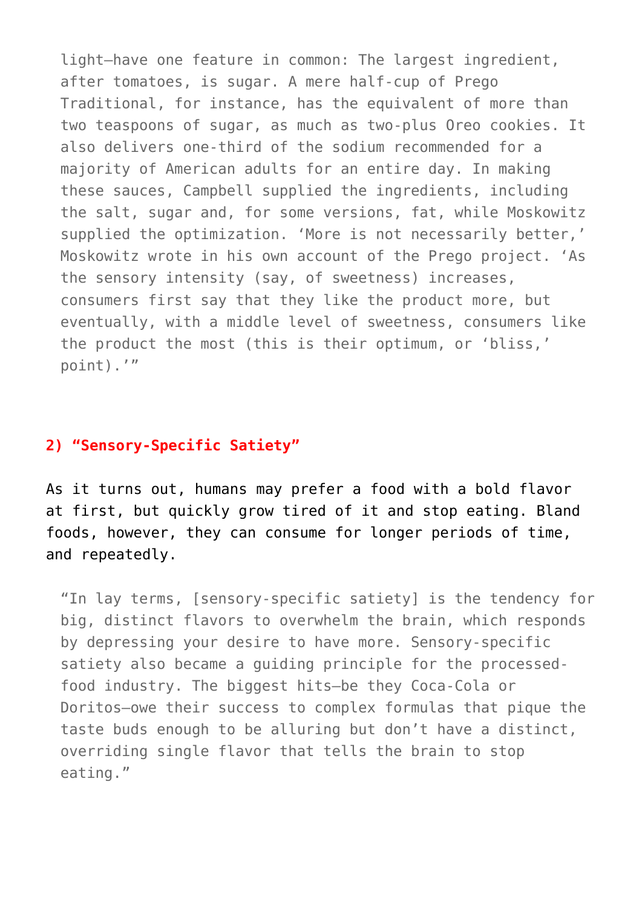> light—have one feature in common: The largest ingredient, after tomatoes, is sugar. A mere half-cup of Prego Traditional, for instance, has the equivalent of more than two teaspoons of sugar, as much as two-plus Oreo cookies. It also delivers one-third of the sodium recommended for a majority of American adults for an entire day. In making these sauces, Campbell supplied the ingredients, including the salt, sugar and, for some versions, fat, while Moskowitz supplied the optimization. 'More is not necessarily better,' Moskowitz wrote in his own account of the Prego project. 'As the sensory intensity (say, of sweetness) increases, consumers first say that they like the product more, but eventually, with a middle level of sweetness, consumers like the product the most (this is their optimum, or 'bliss,' point).'"

## 2) "Sensory-Specific Satiety"

As it turns out, humans may prefer a food with a bold flavor at first, but quickly grow tired of it and stop eating. Bland foods, however, they can consume for longer periods of time, and repeatedly.

> "In lay terms, [sensory-specific satiety] is the tendency for big, distinct flavors to overwhelm the brain, which responds by depressing your desire to have more. Sensory-specific satiety also became a guiding principle for the processed-food industry. The biggest hits—be they Coca-Cola or Doritos—owe their success to complex formulas that pique the taste buds enough to be alluring but don't have a distinct, overriding single flavor that tells the brain to stop eating."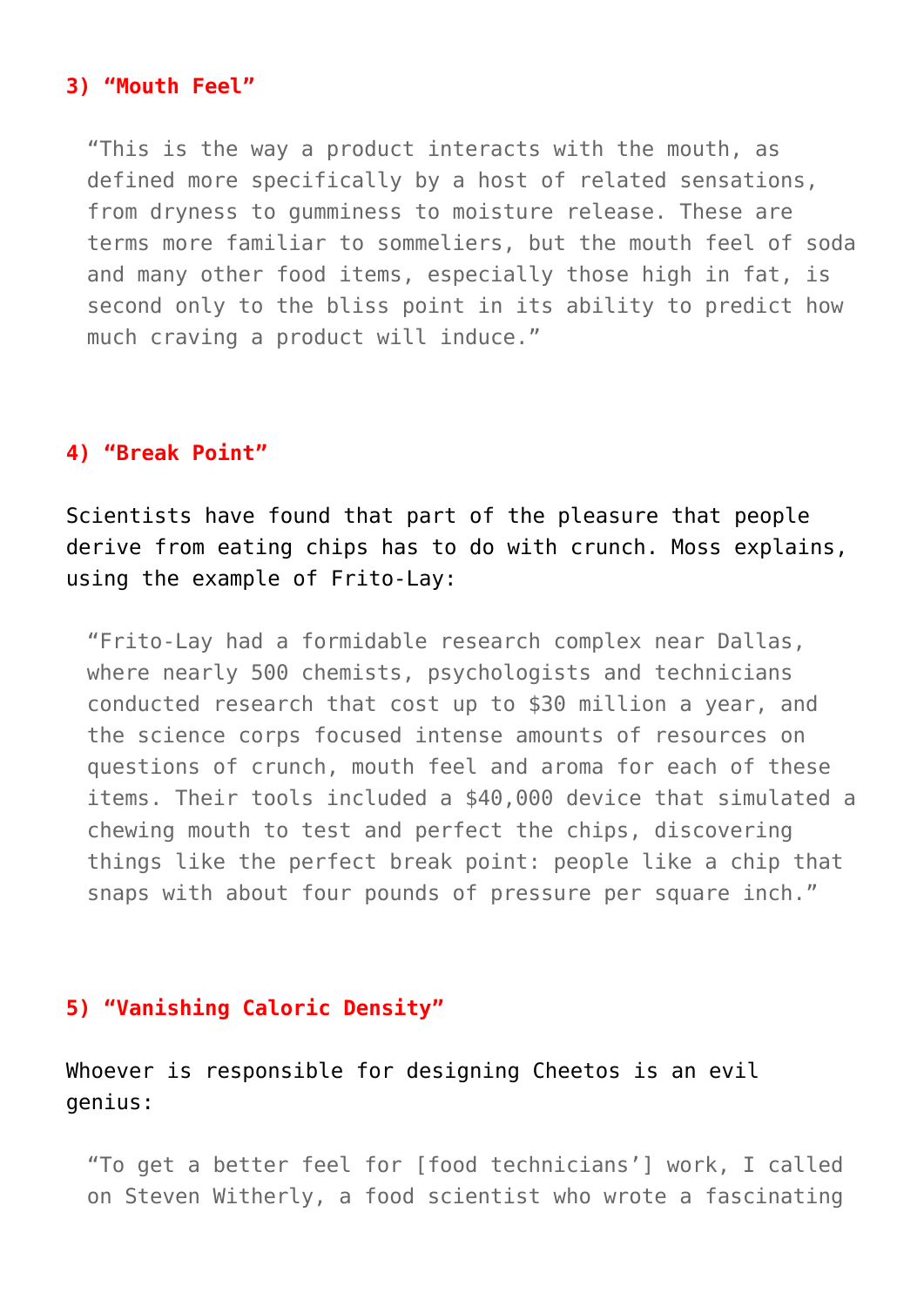### 3) “Mouth Feel”

> “This is the way a product interacts with the mouth, as defined more specifically by a host of related sensations, from dryness to gumminess to moisture release. These are terms more familiar to sommeliers, but the mouth feel of soda and many other food items, especially those high in fat, is second only to the bliss point in its ability to predict how much craving a product will induce.”

### 4) “Break Point”

Scientists have found that part of the pleasure that people derive from eating chips has to do with crunch. Moss explains, using the example of Frito-Lay:

> “Frito-Lay had a formidable research complex near Dallas, where nearly 500 chemists, psychologists and technicians conducted research that cost up to $30 million a year, and the science corps focused intense amounts of resources on questions of crunch, mouth feel and aroma for each of these items. Their tools included a $40,000 device that simulated a chewing mouth to test and perfect the chips, discovering things like the perfect break point: people like a chip that snaps with about four pounds of pressure per square inch.”

### 5) “Vanishing Caloric Density”

Whoever is responsible for designing Cheetos is an evil genius:

> “To get a better feel for [food technicians’] work, I called on Steven Witherly, a food scientist who wrote a fascinating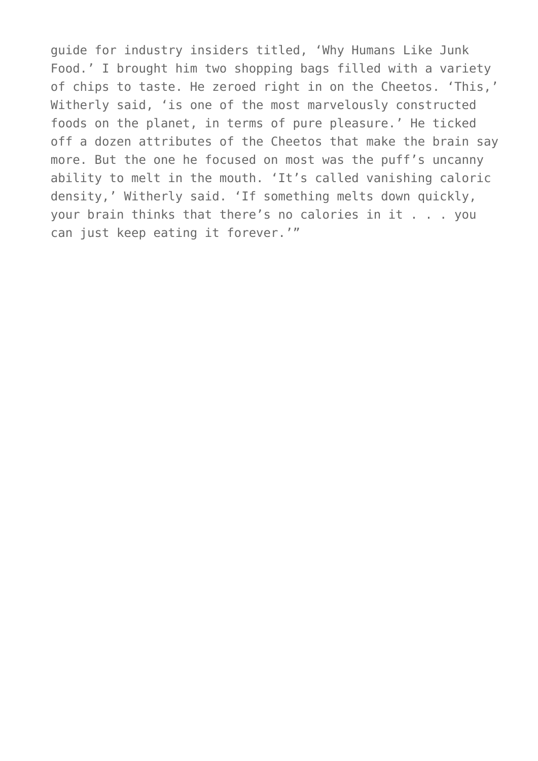guide for industry insiders titled, 'Why Humans Like Junk Food.' I brought him two shopping bags filled with a variety of chips to taste. He zeroed right in on the Cheetos. 'This,' Witherly said, 'is one of the most marvelously constructed foods on the planet, in terms of pure pleasure.' He ticked off a dozen attributes of the Cheetos that make the brain say more. But the one he focused on most was the puff's uncanny ability to melt in the mouth. 'It's called vanishing caloric density,' Witherly said. 'If something melts down quickly, your brain thinks that there's no calories in it . . . you can just keep eating it forever.'"